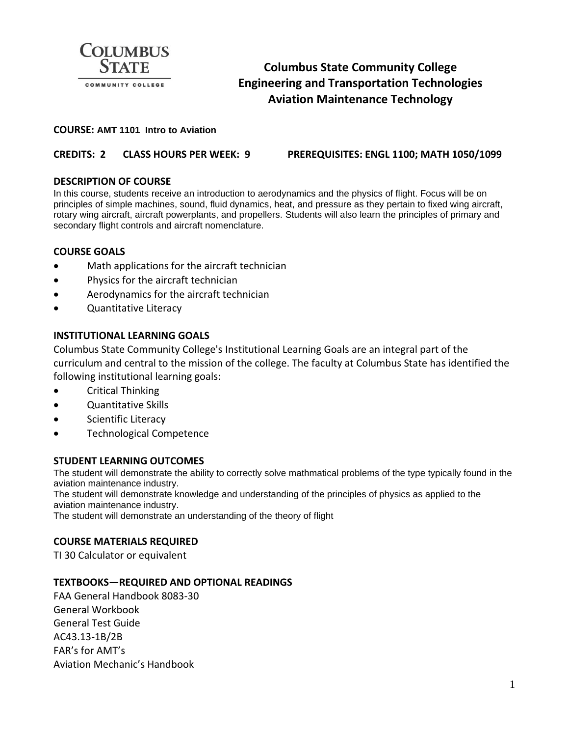# Columbus State Community College
## Engineering and Transportation Technologies
## Aviation Maintenance Technology

**COURSE:** **AMT 1101 Intro to Aviation**

**CREDITS: 2 CLASS HOURS PER WEEK: 9 PREREQUISITES: ENGL 1100; MATH 1050/1099**

### DESCRIPTION OF COURSE

In this course, students receive an introduction to aerodynamics and the physics of flight. Focus will be on principles of simple machines, sound, fluid dynamics, heat, and pressure as they pertain to fixed wing aircraft, rotary wing aircraft, aircraft powerplants, and propellers. Students will also learn the principles of primary and secondary flight controls and aircraft nomenclature.

### COURSE GOALS

- Math applications for the aircraft technician
- Physics for the aircraft technician
- Aerodynamics for the aircraft technician
- Quantitative Literacy

### INSTITUTIONAL LEARNING GOALS

Columbus State Community College's Institutional Learning Goals are an integral part of the curriculum and central to the mission of the college. The faculty at Columbus State has identified the following institutional learning goals:

- Critical Thinking
- Quantitative Skills
- Scientific Literacy
- Technological Competence

### STUDENT LEARNING OUTCOMES

The student will demonstrate the ability to correctly solve mathmatical problems of the type typically found in the aviation maintenance industry.

The student will demonstrate knowledge and understanding of the principles of physics as applied to the aviation maintenance industry.

The student will demonstrate an understanding of the theory of flight

### COURSE MATERIALS REQUIRED

TI 30 Calculator or equivalent

### TEXTBOOKS—REQUIRED AND OPTIONAL READINGS

FAA General Handbook 8083-30
General Workbook
General Test Guide
AC43.13-1B/2B
FAR's for AMT's
Aviation Mechanic's Handbook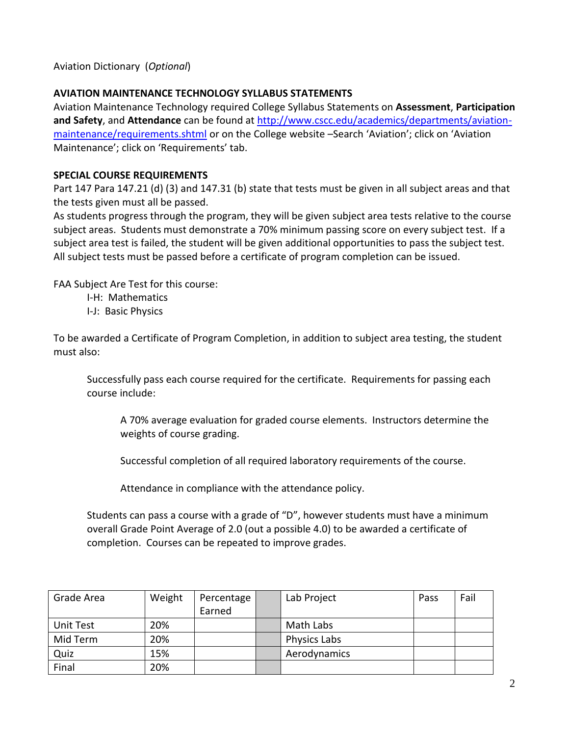Aviation Dictionary (*Optional*)

**AVIATION MAINTENANCE TECHNOLOGY SYLLABUS STATEMENTS**

Aviation Maintenance Technology required College Syllabus Statements on **Assessment**, **Participation and Safety**, and **Attendance** can be found at [http://www.cscc.edu/academics/departments/aviation-maintenance/requirements.shtml](http://www.cscc.edu/academics/departments/aviation-maintenance/requirements.shtml) or on the College website –Search 'Aviation'; click on 'Aviation Maintenance'; click on 'Requirements' tab.

**SPECIAL COURSE REQUIREMENTS**

Part 147 Para 147.21 (d) (3) and 147.31 (b) state that tests must be given in all subject areas and that the tests given must all be passed.

As students progress through the program, they will be given subject area tests relative to the course subject areas. Students must demonstrate a 70% minimum passing score on every subject test. If a subject area test is failed, the student will be given additional opportunities to pass the subject test. All subject tests must be passed before a certificate of program completion can be issued.

FAA Subject Are Test for this course:

- I-H: Mathematics
- I-J: Basic Physics

To be awarded a Certificate of Program Completion, in addition to subject area testing, the student must also:

> Successfully pass each course required for the certificate. Requirements for passing each course include:
>
> > A 70% average evaluation for graded course elements. Instructors determine the weights of course grading.
> >
> > Successful completion of all required laboratory requirements of the course.
> >
> > Attendance in compliance with the attendance policy.
>
> Students can pass a course with a grade of "D", however students must have a minimum overall Grade Point Average of 2.0 (out a possible 4.0) to be awarded a certificate of completion. Courses can be repeated to improve grades.

| Grade Area | Weight | Percentage Earned | | Lab Project | Pass | Fail |
|---|---|---|---|---|---|---|
| Unit Test | 20% | | | Math Labs | | |
| Mid Term | 20% | | | Physics Labs | | |
| Quiz | 15% | | | Aerodynamics | | |
| Final | 20% | | | | | |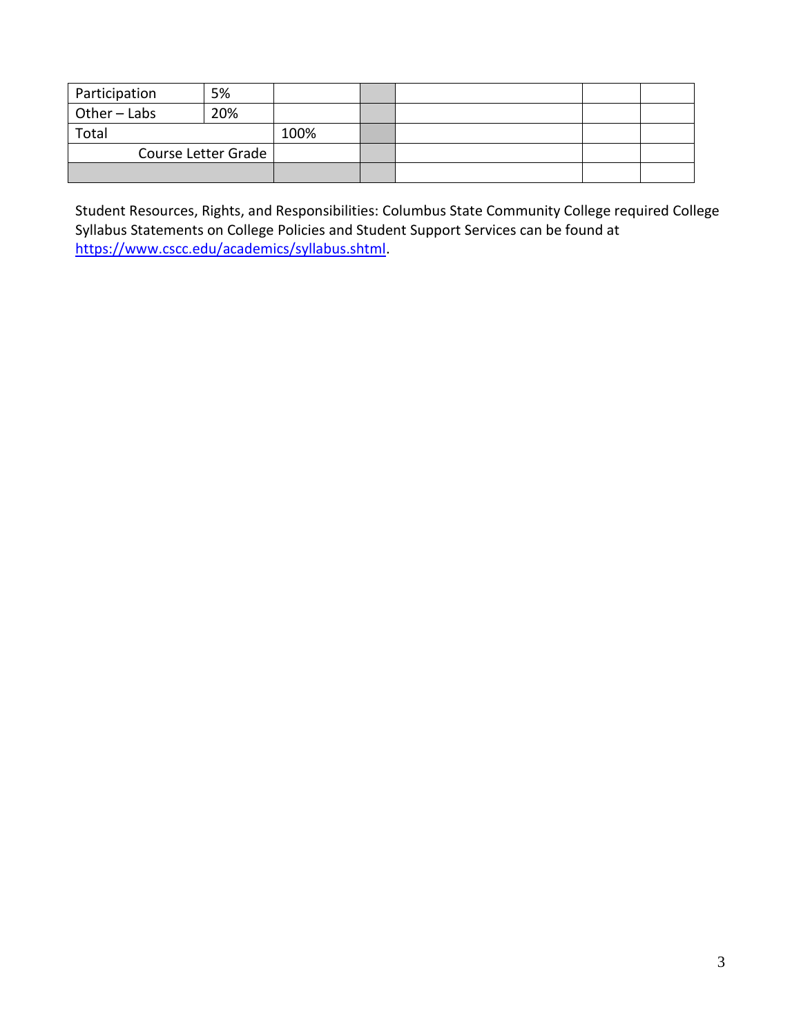| | | | | | | |
|---|---|---|---|---|---|---|
| Participation | 5% | | | | | |
| Other – Labs | 20% | | | | | |
| Total | | 100% | | | | |
| Course Letter Grade | | | | | | |
| | | | | | | |

Student Resources, Rights, and Responsibilities: Columbus State Community College required College Syllabus Statements on College Policies and Student Support Services can be found at https://www.cscc.edu/academics/syllabus.shtml.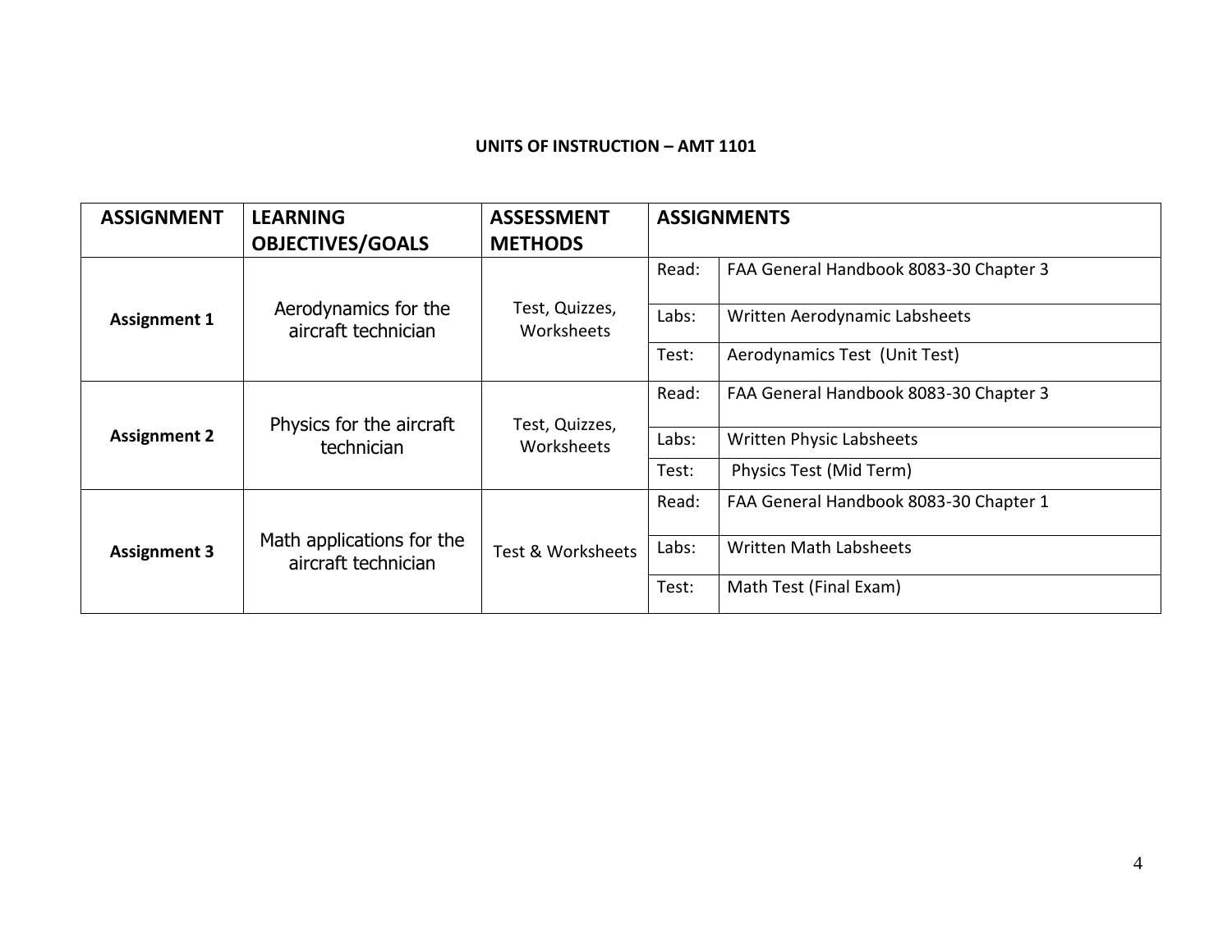**UNITS OF INSTRUCTION – AMT 1101**

| ASSIGNMENT | LEARNING OBJECTIVES/GOALS | ASSESSMENT METHODS | ASSIGNMENTS | |
|---|---|---|---|---|
| **Assignment 1** | Aerodynamics for the aircraft technician | Test, Quizzes, Worksheets | Read: | FAA General Handbook 8083-30 Chapter 3 |
| | | | Labs: | Written Aerodynamic Labsheets |
| | | | Test: | Aerodynamics Test (Unit Test) |
| **Assignment 2** | Physics for the aircraft technician | Test, Quizzes, Worksheets | Read: | FAA General Handbook 8083-30 Chapter 3 |
| | | | Labs: | Written Physic Labsheets |
| | | | Test: | Physics Test (Mid Term) |
| **Assignment 3** | Math applications for the aircraft technician | Test & Worksheets | Read: | FAA General Handbook 8083-30 Chapter 1 |
| | | | Labs: | Written Math Labsheets |
| | | | Test: | Math Test (Final Exam) |